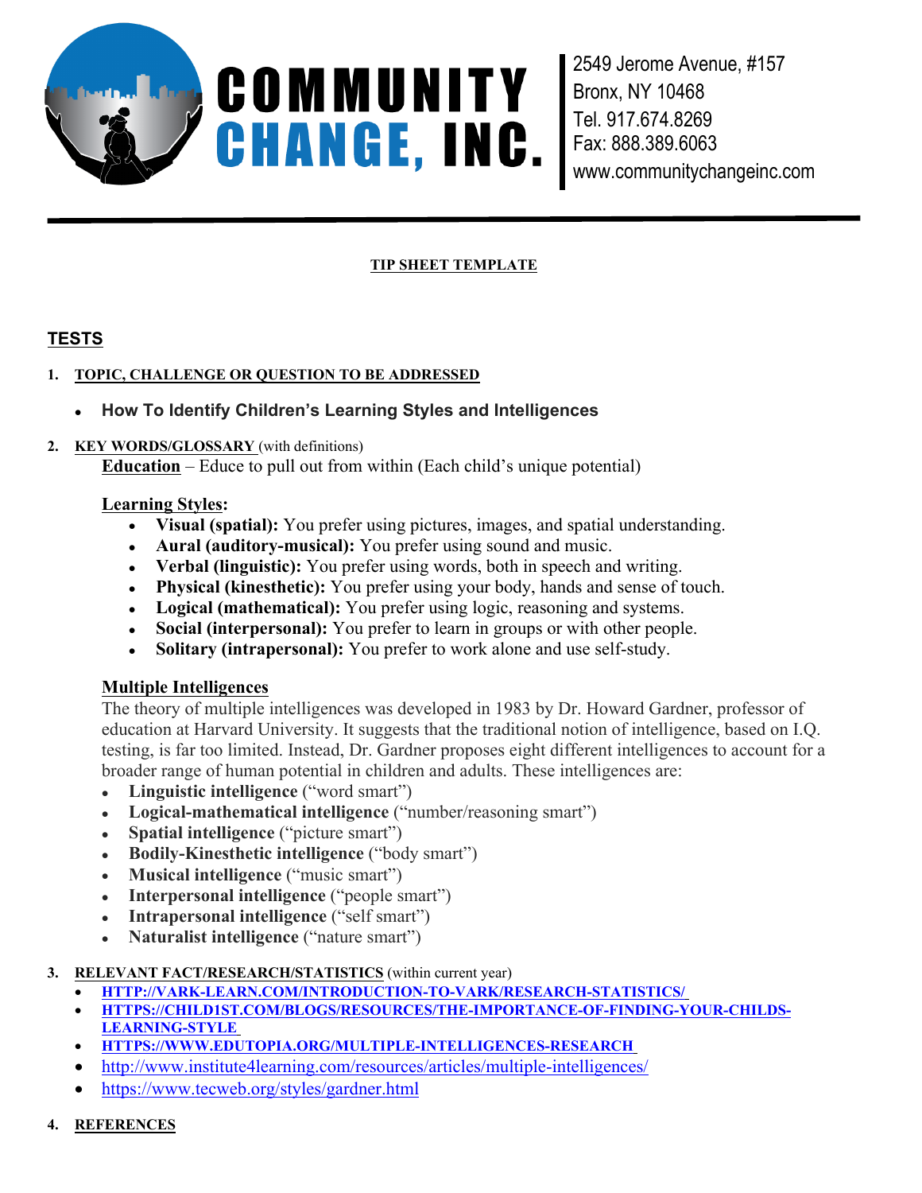# COMMUNITY CHANGE, INC.

2549 Jerome Avenue, #157
Bronx, NY 10468
Tel. 917.674.8269
Fax: 888.389.6063
www.communitychangeinc.com

---

**TIP SHEET TEMPLATE**

## TESTS

1. **TOPIC, CHALLENGE OR QUESTION TO BE ADDRESSED**
   - **How To Identify Children's Learning Styles and Intelligences**

2. **KEY WORDS/GLOSSARY** (with definitions)

   **Education** – Educe to pull out from within (Each child's unique potential)

   **Learning Styles:**
   - **Visual (spatial):** You prefer using pictures, images, and spatial understanding.
   - **Aural (auditory-musical):** You prefer using sound and music.
   - **Verbal (linguistic):** You prefer using words, both in speech and writing.
   - **Physical (kinesthetic):** You prefer using your body, hands and sense of touch.
   - **Logical (mathematical):** You prefer using logic, reasoning and systems.
   - **Social (interpersonal):** You prefer to learn in groups or with other people.
   - **Solitary (intrapersonal):** You prefer to work alone and use self-study.

   **Multiple Intelligences**

   The theory of multiple intelligences was developed in 1983 by Dr. Howard Gardner, professor of education at Harvard University. It suggests that the traditional notion of intelligence, based on I.Q. testing, is far too limited. Instead, Dr. Gardner proposes eight different intelligences to account for a broader range of human potential in children and adults. These intelligences are:
   - **Linguistic intelligence** ("word smart")
   - **Logical-mathematical intelligence** ("number/reasoning smart")
   - **Spatial intelligence** ("picture smart")
   - **Bodily-Kinesthetic intelligence** ("body smart")
   - **Musical intelligence** ("music smart")
   - **Interpersonal intelligence** ("people smart")
   - **Intrapersonal intelligence** ("self smart")
   - **Naturalist intelligence** ("nature smart")

3. **RELEVANT FACT/RESEARCH/STATISTICS** (within current year)
   - HTTP://VARK-LEARN.COM/INTRODUCTION-TO-VARK/RESEARCH-STATISTICS/
   - HTTPS://CHILD1ST.COM/BLOGS/RESOURCES/THE-IMPORTANCE-OF-FINDING-YOUR-CHILDS-LEARNING-STYLE
   - HTTPS://WWW.EDUTOPIA.ORG/MULTIPLE-INTELLIGENCES-RESEARCH
   - http://www.institute4learning.com/resources/articles/multiple-intelligences/
   - https://www.tecweb.org/styles/gardner.html

4. **REFERENCES**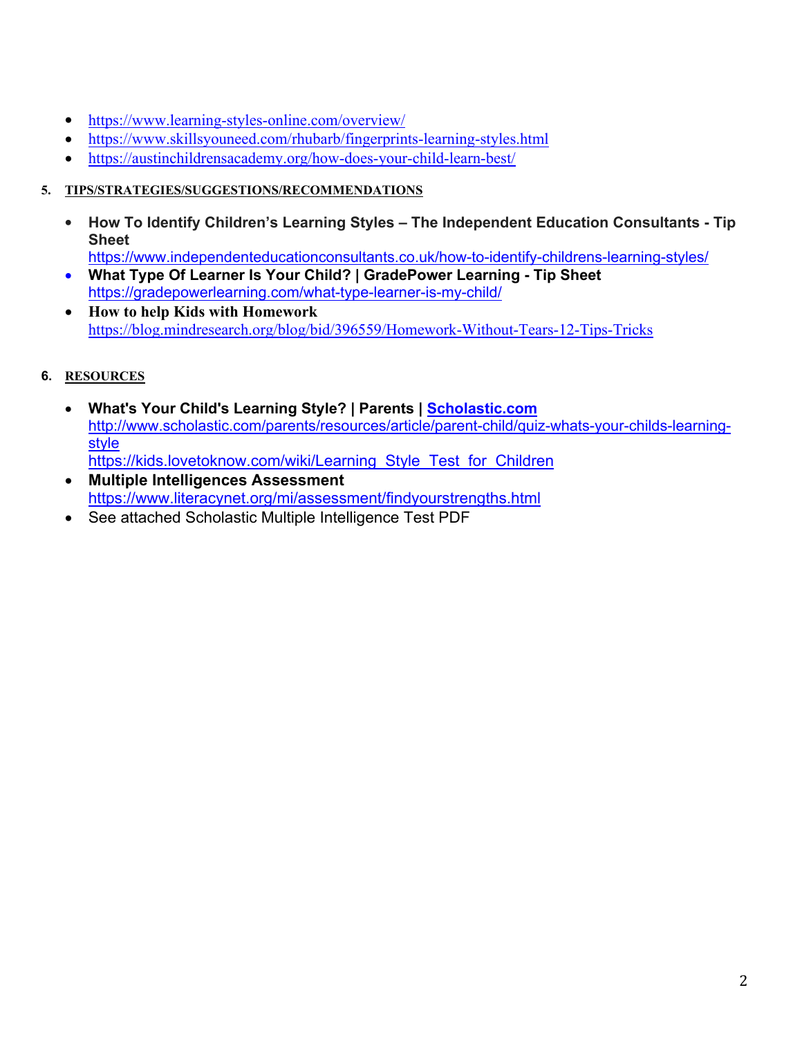- https://www.learning-styles-online.com/overview/
- https://www.skillsyouneed.com/rhubarb/fingerprints-learning-styles.html
- https://austinchildrensacademy.org/how-does-your-child-learn-best/

5. **TIPS/STRATEGIES/SUGGESTIONS/RECOMMENDATIONS**

- **How To Identify Children's Learning Styles – The Independent Education Consultants - Tip Sheet**
  https://www.independenteducationconsultants.co.uk/how-to-identify-childrens-learning-styles/
- **What Type Of Learner Is Your Child? | GradePower Learning - Tip Sheet**
  https://gradepowerlearning.com/what-type-learner-is-my-child/
- **How to help Kids with Homework**
  https://blog.mindresearch.org/blog/bid/396559/Homework-Without-Tears-12-Tips-Tricks

6. **RESOURCES**

- **What's Your Child's Learning Style? | Parents | Scholastic.com**
  http://www.scholastic.com/parents/resources/article/parent-child/quiz-whats-your-childs-learning-style
  https://kids.lovetoknow.com/wiki/Learning_Style_Test_for_Children
- **Multiple Intelligences Assessment**
  https://www.literacynet.org/mi/assessment/findyourstrengths.html
- See attached Scholastic Multiple Intelligence Test PDF